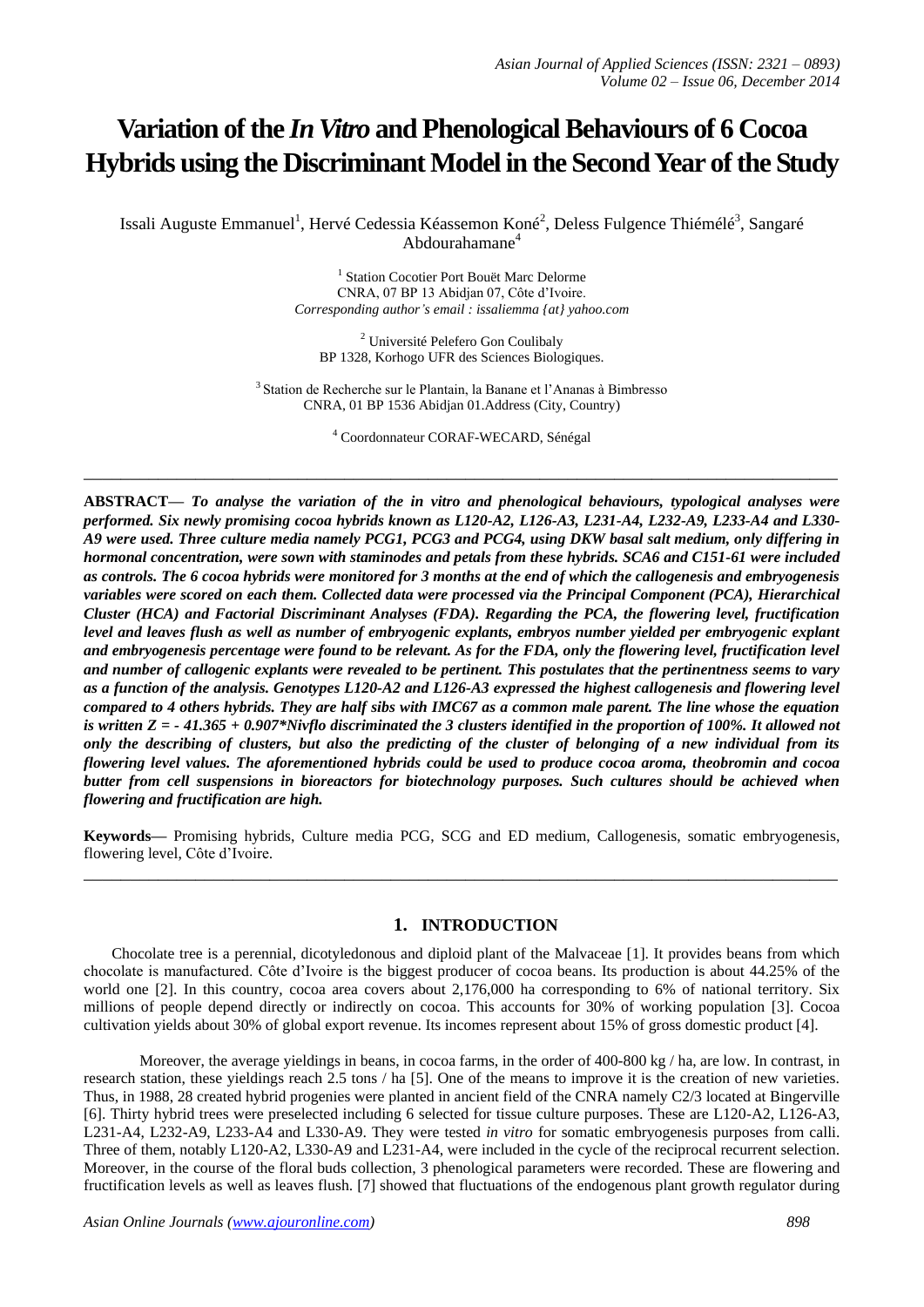# Variation of the *In Vitro* and Phenological Behaviours of 6 Cocoa Hybrids using the Discriminant Model in the Second Year of the Study

Issali Auguste Emmanuel[1], Hervé Cedessia Kéassemon Koné[2], Deless Fulgence Thiémélé[3], Sangaré Abdourahamane[4]

[1] Station Cocotier Port Bouët Marc Delorme
CNRA, 07 BP 13 Abidjan 07, Côte d'Ivoire.
*Corresponding author's email : issaliemma {at} yahoo.com*

[2] Université Pelefero Gon Coulibaly
BP 1328, Korhogo UFR des Sciences Biologiques.

[3] Station de Recherche sur le Plantain, la Banane et l'Ananas à Bimbresso
CNRA, 01 BP 1536 Abidjan 01.Address (City, Country)

[4] Coordonnateur CORAF-WECARD, Sénégal

---

**ABSTRACT—** ***To analyse the variation of the in vitro and phenological behaviours, typological analyses were performed. Six newly promising cocoa hybrids known as L120-A2, L126-A3, L231-A4, L232-A9, L233-A4 and L330-A9 were used. Three culture media namely PCG1, PCG3 and PCG4, using DKW basal salt medium, only differing in hormonal concentration, were sown with staminodes and petals from these hybrids. SCA6 and C151-61 were included as controls. The 6 cocoa hybrids were monitored for 3 months at the end of which the callogenesis and embryogenesis variables were scored on each them. Collected data were processed via the Principal Component (PCA), Hierarchical Cluster (HCA) and Factorial Discriminant Analyses (FDA). Regarding the PCA, the flowering level, fructification level and leaves flush as well as number of embryogenic explants, embryos number yielded per embryogenic explant and embryogenesis percentage were found to be relevant. As for the FDA, only the flowering level, fructification level and number of callogenic explants were revealed to be pertinent. This postulates that the pertinentness seems to vary as a function of the analysis. Genotypes L120-A2 and L126-A3 expressed the highest callogenesis and flowering level compared to 4 others hybrids. They are half sibs with IMC67 as a common male parent. The line whose the equation is written Z = - 41.365 + 0.907*Nivflo discriminated the 3 clusters identified in the proportion of 100%. It allowed not only the describing of clusters, but also the predicting of the cluster of belonging of a new individual from its flowering level values. The aforementioned hybrids could be used to produce cocoa aroma, theobromin and cocoa butter from cell suspensions in bioreactors for biotechnology purposes. Such cultures should be achieved when flowering and fructification are high.***

**Keywords—** Promising hybrids, Culture media PCG, SCG and ED medium, Callogenesis, somatic embryogenesis, flowering level, Côte d'Ivoire.

---

## 1. INTRODUCTION

Chocolate tree is a perennial, dicotyledonous and diploid plant of the Malvaceae [1]. It provides beans from which chocolate is manufactured. Côte d'Ivoire is the biggest producer of cocoa beans. Its production is about 44.25% of the world one [2]. In this country, cocoa area covers about 2,176,000 ha corresponding to 6% of national territory. Six millions of people depend directly or indirectly on cocoa. This accounts for 30% of working population [3]. Cocoa cultivation yields about 30% of global export revenue. Its incomes represent about 15% of gross domestic product [4].

Moreover, the average yieldings in beans, in cocoa farms, in the order of 400-800 kg / ha, are low. In contrast, in research station, these yieldings reach 2.5 tons / ha [5]. One of the means to improve it is the creation of new varieties. Thus, in 1988, 28 created hybrid progenies were planted in ancient field of the CNRA namely C2/3 located at Bingerville [6]. Thirty hybrid trees were preselected including 6 selected for tissue culture purposes. These are L120-A2, L126-A3, L231-A4, L232-A9, L233-A4 and L330-A9. They were tested *in vitro* for somatic embryogenesis purposes from calli. Three of them, notably L120-A2, L330-A9 and L231-A4, were included in the cycle of the reciprocal recurrent selection. Moreover, in the course of the floral buds collection, 3 phenological parameters were recorded. These are flowering and fructification levels as well as leaves flush. [7] showed that fluctuations of the endogenous plant growth regulator during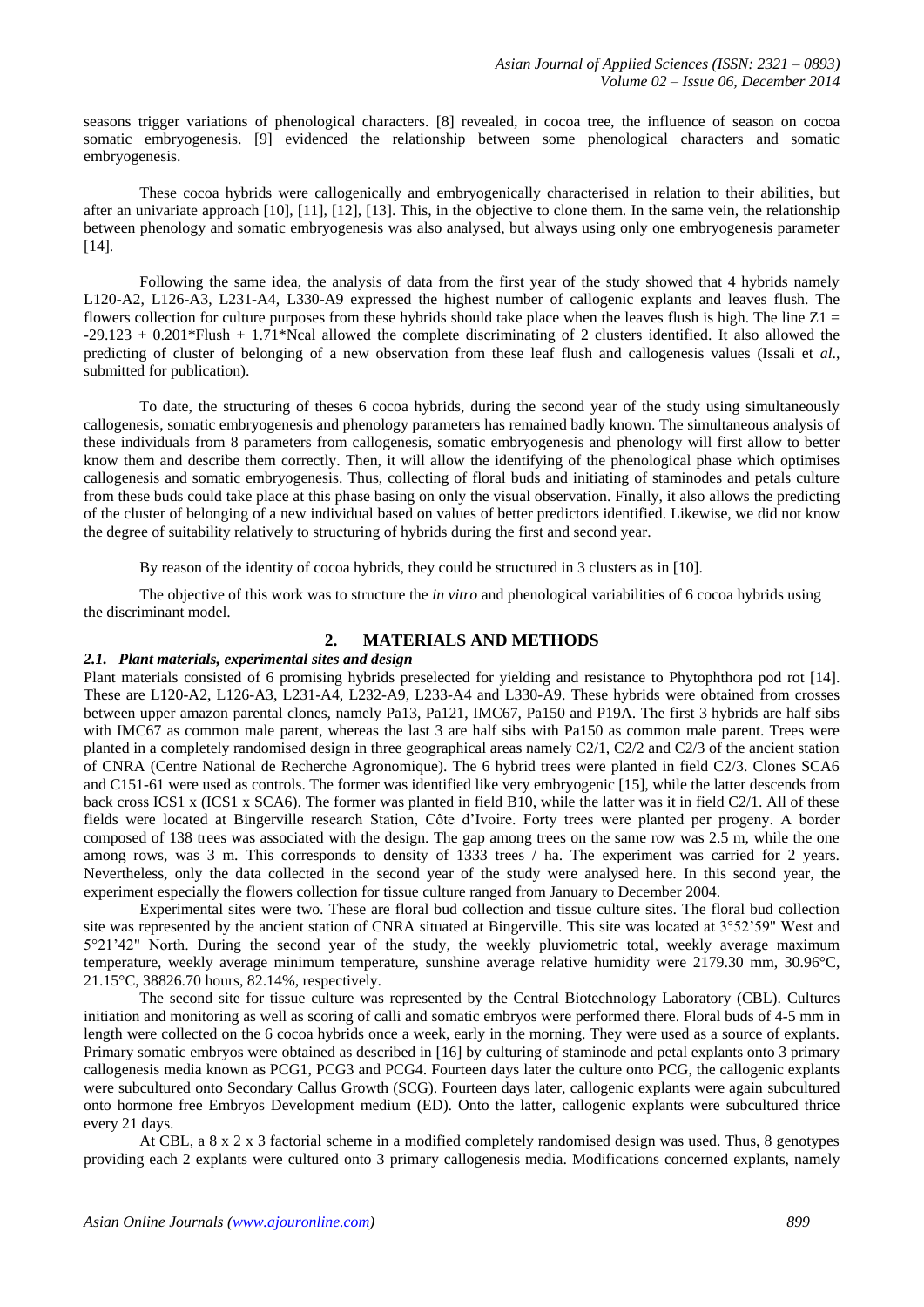seasons trigger variations of phenological characters. [8] revealed, in cocoa tree, the influence of season on cocoa somatic embryogenesis. [9] evidenced the relationship between some phenological characters and somatic embryogenesis.

These cocoa hybrids were callogenically and embryogenically characterised in relation to their abilities, but after an univariate approach [10], [11], [12], [13]. This, in the objective to clone them. In the same vein, the relationship between phenology and somatic embryogenesis was also analysed, but always using only one embryogenesis parameter [14].

Following the same idea, the analysis of data from the first year of the study showed that 4 hybrids namely L120-A2, L126-A3, L231-A4, L330-A9 expressed the highest number of callogenic explants and leaves flush. The flowers collection for culture purposes from these hybrids should take place when the leaves flush is high. The line $Z1 = -29.123 + 0.201*Flush + 1.71*Ncal$ allowed the complete discriminating of 2 clusters identified. It also allowed the predicting of cluster of belonging of a new observation from these leaf flush and callogenesis values (Issali et *al*., submitted for publication).

To date, the structuring of theses 6 cocoa hybrids, during the second year of the study using simultaneously callogenesis, somatic embryogenesis and phenology parameters has remained badly known. The simultaneous analysis of these individuals from 8 parameters from callogenesis, somatic embryogenesis and phenology will first allow to better know them and describe them correctly. Then, it will allow the identifying of the phenological phase which optimises callogenesis and somatic embryogenesis. Thus, collecting of floral buds and initiating of staminodes and petals culture from these buds could take place at this phase basing on only the visual observation. Finally, it also allows the predicting of the cluster of belonging of a new individual based on values of better predictors identified. Likewise, we did not know the degree of suitability relatively to structuring of hybrids during the first and second year.

By reason of the identity of cocoa hybrids, they could be structured in 3 clusters as in [10].

The objective of this work was to structure the *in vitro* and phenological variabilities of 6 cocoa hybrids using the discriminant model.

## 2. MATERIALS AND METHODS

### *2.1. Plant materials, experimental sites and design*

Plant materials consisted of 6 promising hybrids preselected for yielding and resistance to Phytophthora pod rot [14]. These are L120-A2, L126-A3, L231-A4, L232-A9, L233-A4 and L330-A9. These hybrids were obtained from crosses between upper amazon parental clones, namely Pa13, Pa121, IMC67, Pa150 and P19A. The first 3 hybrids are half sibs with IMC67 as common male parent, whereas the last 3 are half sibs with Pa150 as common male parent. Trees were planted in a completely randomised design in three geographical areas namely C2/1, C2/2 and C2/3 of the ancient station of CNRA (Centre National de Recherche Agronomique). The 6 hybrid trees were planted in field C2/3. Clones SCA6 and C151-61 were used as controls. The former was identified like very embryogenic [15], while the latter descends from back cross ICS1 x (ICS1 x SCA6). The former was planted in field B10, while the latter was it in field C2/1. All of these fields were located at Bingerville research Station, Côte d'Ivoire. Forty trees were planted per progeny. A border composed of 138 trees was associated with the design. The gap among trees on the same row was 2.5 m, while the one among rows, was 3 m. This corresponds to density of 1333 trees / ha. The experiment was carried for 2 years. Nevertheless, only the data collected in the second year of the study were analysed here. In this second year, the experiment especially the flowers collection for tissue culture ranged from January to December 2004.

Experimental sites were two. These are floral bud collection and tissue culture sites. The floral bud collection site was represented by the ancient station of CNRA situated at Bingerville. This site was located at 3°52'59" West and 5°21'42" North. During the second year of the study, the weekly pluviometric total, weekly average maximum temperature, weekly average minimum temperature, sunshine average relative humidity were 2179.30 mm, 30.96°C, 21.15°C, 38826.70 hours, 82.14%, respectively.

The second site for tissue culture was represented by the Central Biotechnology Laboratory (CBL). Cultures initiation and monitoring as well as scoring of calli and somatic embryos were performed there. Floral buds of 4-5 mm in length were collected on the 6 cocoa hybrids once a week, early in the morning. They were used as a source of explants. Primary somatic embryos were obtained as described in [16] by culturing of staminode and petal explants onto 3 primary callogenesis media known as PCG1, PCG3 and PCG4. Fourteen days later the culture onto PCG, the callogenic explants were subcultured onto Secondary Callus Growth (SCG). Fourteen days later, callogenic explants were again subcultured onto hormone free Embryos Development medium (ED). Onto the latter, callogenic explants were subcultured thrice every 21 days.

At CBL, a 8 x 2 x 3 factorial scheme in a modified completely randomised design was used. Thus, 8 genotypes providing each 2 explants were cultured onto 3 primary callogenesis media. Modifications concerned explants, namely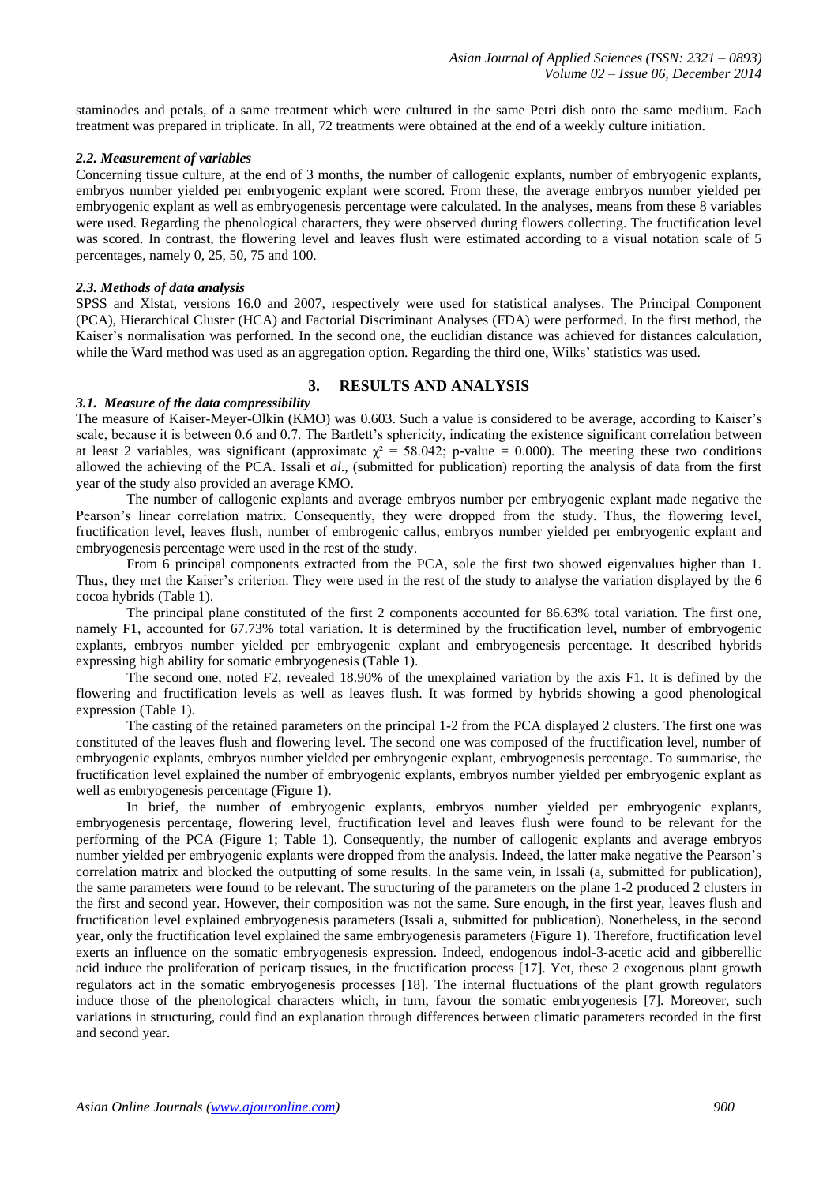staminodes and petals, of a same treatment which were cultured in the same Petri dish onto the same medium. Each treatment was prepared in triplicate. In all, 72 treatments were obtained at the end of a weekly culture initiation.

### *2.2. Measurement of variables*

Concerning tissue culture, at the end of 3 months, the number of callogenic explants, number of embryogenic explants, embryos number yielded per embryogenic explant were scored. From these, the average embryos number yielded per embryogenic explant as well as embryogenesis percentage were calculated. In the analyses, means from these 8 variables were used. Regarding the phenological characters, they were observed during flowers collecting. The fructification level was scored. In contrast, the flowering level and leaves flush were estimated according to a visual notation scale of 5 percentages, namely 0, 25, 50, 75 and 100.

### *2.3. Methods of data analysis*

SPSS and Xlstat, versions 16.0 and 2007, respectively were used for statistical analyses. The Principal Component (PCA), Hierarchical Cluster (HCA) and Factorial Discriminant Analyses (FDA) were performed. In the first method, the Kaiser's normalisation was perforned. In the second one, the euclidian distance was achieved for distances calculation, while the Ward method was used as an aggregation option. Regarding the third one, Wilks' statistics was used.

## 3. RESULTS AND ANALYSIS

### *3.1. Measure of the data compressibility*

The measure of Kaiser-Meyer-Olkin (KMO) was 0.603. Such a value is considered to be average, according to Kaiser's scale, because it is between 0.6 and 0.7. The Bartlett's sphericity, indicating the existence significant correlation between at least 2 variables, was significant (approximate $\chi^2$ = 58.042; p-value = 0.000). The meeting these two conditions allowed the achieving of the PCA. Issali et *al*., (submitted for publication) reporting the analysis of data from the first year of the study also provided an average KMO.

The number of callogenic explants and average embryos number per embryogenic explant made negative the Pearson's linear correlation matrix. Consequently, they were dropped from the study. Thus, the flowering level, fructification level, leaves flush, number of embrogenic callus, embryos number yielded per embryogenic explant and embryogenesis percentage were used in the rest of the study.

From 6 principal components extracted from the PCA, sole the first two showed eigenvalues higher than 1. Thus, they met the Kaiser's criterion. They were used in the rest of the study to analyse the variation displayed by the 6 cocoa hybrids (Table 1).

The principal plane constituted of the first 2 components accounted for 86.63% total variation. The first one, namely F1, accounted for 67.73% total variation. It is determined by the fructification level, number of embryogenic explants, embryos number yielded per embryogenic explant and embryogenesis percentage. It described hybrids expressing high ability for somatic embryogenesis (Table 1).

The second one, noted F2, revealed 18.90% of the unexplained variation by the axis F1. It is defined by the flowering and fructification levels as well as leaves flush. It was formed by hybrids showing a good phenological expression (Table 1).

The casting of the retained parameters on the principal 1-2 from the PCA displayed 2 clusters. The first one was constituted of the leaves flush and flowering level. The second one was composed of the fructification level, number of embryogenic explants, embryos number yielded per embryogenic explant, embryogenesis percentage. To summarise, the fructification level explained the number of embryogenic explants, embryos number yielded per embryogenic explant as well as embryogenesis percentage (Figure 1).

In brief, the number of embryogenic explants, embryos number yielded per embryogenic explants, embryogenesis percentage, flowering level, fructification level and leaves flush were found to be relevant for the performing of the PCA (Figure 1; Table 1). Consequently, the number of callogenic explants and average embryos number yielded per embryogenic explants were dropped from the analysis. Indeed, the latter make negative the Pearson's correlation matrix and blocked the outputting of some results. In the same vein, in Issali (a, submitted for publication), the same parameters were found to be relevant. The structuring of the parameters on the plane 1-2 produced 2 clusters in the first and second year. However, their composition was not the same. Sure enough, in the first year, leaves flush and fructification level explained embryogenesis parameters (Issali a, submitted for publication). Nonetheless, in the second year, only the fructification level explained the same embryogenesis parameters (Figure 1). Therefore, fructification level exerts an influence on the somatic embryogenesis expression. Indeed, endogenous indol-3-acetic acid and gibberellic acid induce the proliferation of pericarp tissues, in the fructification process [17]. Yet, these 2 exogenous plant growth regulators act in the somatic embryogenesis processes [18]. The internal fluctuations of the plant growth regulators induce those of the phenological characters which, in turn, favour the somatic embryogenesis [7]. Moreover, such variations in structuring, could find an explanation through differences between climatic parameters recorded in the first and second year.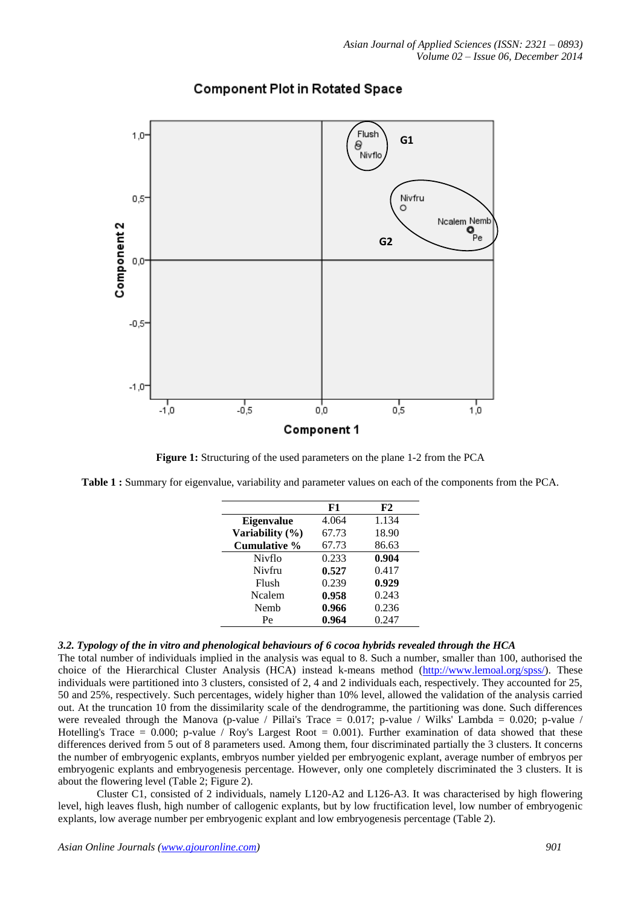Component Plot in Rotated Space

1,0
0,5
0,0
-0,5
-1,0
-1,0 -0,5 0,0 0,5 1,0

Component 2

Component 1

Flush
Nivflo
G1
Nivfru
Ncalem Nemb
Pe
G2

**Figure 1:** Structuring of the used parameters on the plane 1-2 from the PCA

**Table 1 :** Summary for eigenvalue, variability and parameter values on each of the components from the PCA.

| | **F1** | **F2** |
|---|---|---|
| **Eigenvalue** | 4.064 | 1.134 |
| **Variability (%)** | 67.73 | 18.90 |
| **Cumulative %** | 67.73 | 86.63 |
| Nivflo | 0.233 | **0.904** |
| Nivfru | **0.527** | 0.417 |
| Flush | 0.239 | **0.929** |
| Ncalem | **0.958** | 0.243 |
| Nemb | **0.966** | 0.236 |
| Pe | **0.964** | 0.247 |

### *3.2. Typology of the in vitro and phenological behaviours of 6 cocoa hybrids revealed through the HCA*

The total number of individuals implied in the analysis was equal to 8. Such a number, smaller than 100, authorised the choice of the Hierarchical Cluster Analysis (HCA) instead k-means method (http://www.lemoal.org/spss/). These individuals were partitioned into 3 clusters, consisted of 2, 4 and 2 individuals each, respectively. They accounted for 25, 50 and 25%, respectively. Such percentages, widely higher than 10% level, allowed the validation of the analysis carried out. At the truncation 10 from the dissimilarity scale of the dendrogramme, the partitioning was done. Such differences were revealed through the Manova (p-value / Pillai's Trace = 0.017; p-value / Wilks' Lambda = 0.020; p-value / Hotelling's Trace = 0.000; p-value / Roy's Largest Root = 0.001). Further examination of data showed that these differences derived from 5 out of 8 parameters used. Among them, four discriminated partially the 3 clusters. It concerns the number of embryogenic explants, embryos number yielded per embryogenic explant, average number of embryos per embryogenic explants and embryogenesis percentage. However, only one completely discriminated the 3 clusters. It is about the flowering level (Table 2; Figure 2).

Cluster C1, consisted of 2 individuals, namely L120-A2 and L126-A3. It was characterised by high flowering level, high leaves flush, high number of callogenic explants, but by low fructification level, low number of embryogenic explants, low average number per embryogenic explant and low embryogenesis percentage (Table 2).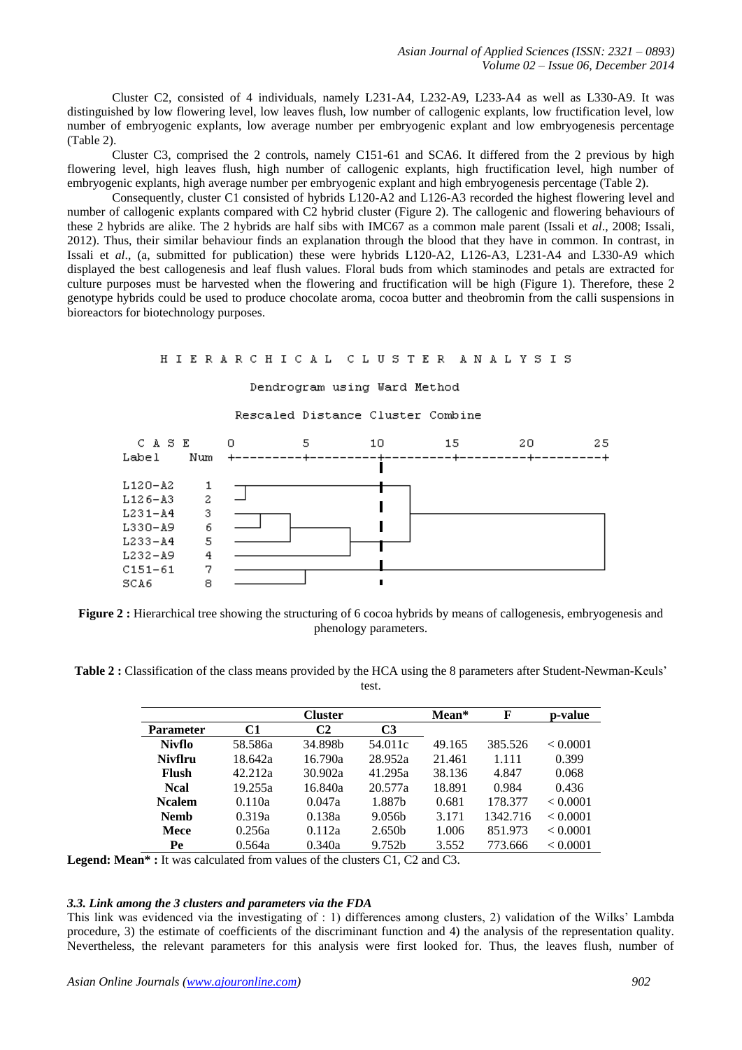Cluster C2, consisted of 4 individuals, namely L231-A4, L232-A9, L233-A4 as well as L330-A9. It was distinguished by low flowering level, low leaves flush, low number of callogenic explants, low fructification level, low number of embryogenic explants, low average number per embryogenic explant and low embryogenesis percentage (Table 2).

Cluster C3, comprised the 2 controls, namely C151-61 and SCA6. It differed from the 2 previous by high flowering level, high leaves flush, high number of callogenic explants, high fructification level, high number of embryogenic explants, high average number per embryogenic explant and high embryogenesis percentage (Table 2).

Consequently, cluster C1 consisted of hybrids L120-A2 and L126-A3 recorded the highest flowering level and number of callogenic explants compared with C2 hybrid cluster (Figure 2). The callogenic and flowering behaviours of these 2 hybrids are alike. The 2 hybrids are half sibs with IMC67 as a common male parent (Issali et *al*., 2008; Issali, 2012). Thus, their similar behaviour finds an explanation through the blood that they have in common. In contrast, in Issali et *al*., (a, submitted for publication) these were hybrids L120-A2, L126-A3, L231-A4 and L330-A9 which displayed the best callogenesis and leaf flush values. Floral buds from which staminodes and petals are extracted for culture purposes must be harvested when the flowering and fructification will be high (Figure 1). Therefore, these 2 genotype hybrids could be used to produce chocolate aroma, cocoa butter and theobromin from the calli suspensions in bioreactors for biotechnology purposes.

H I E R A R C H I C A L   C L U S T E R   A N A L Y S I S

Dendrogram using Ward Method

Rescaled Distance Cluster Combine

C A S E
Label Num 0 5 10 15 20 25

L120-A2 1
L126-A3 2
L231-A4 3
L330-A9 6
L233-A4 5
L232-A9 4
C151-61 7
SCA6 8

**Figure 2 :** Hierarchical tree showing the structuring of 6 cocoa hybrids by means of callogenesis, embryogenesis and phenology parameters.

**Table 2 :** Classification of the class means provided by the HCA using the 8 parameters after Student-Newman-Keuls' test.

| | Cluster | | | Mean* | F | p-value |
|---|---|---|---|---|---|---|
| **Parameter** | **C1** | **C2** | **C3** | | | |
| **Nivflo** | 58.586a | 34.898b | 54.011c | 49.165 | 385.526 | < 0.0001 |
| **Nivflru** | 18.642a | 16.790a | 28.952a | 21.461 | 1.111 | 0.399 |
| **Flush** | 42.212a | 30.902a | 41.295a | 38.136 | 4.847 | 0.068 |
| **Ncal** | 19.255a | 16.840a | 20.577a | 18.891 | 0.984 | 0.436 |
| **Ncalem** | 0.110a | 0.047a | 1.887b | 0.681 | 178.377 | < 0.0001 |
| **Nemb** | 0.319a | 0.138a | 9.056b | 3.171 | 1342.716 | < 0.0001 |
| **Mece** | 0.256a | 0.112a | 2.650b | 1.006 | 851.973 | < 0.0001 |
| **Pe** | 0.564a | 0.340a | 9.752b | 3.552 | 773.666 | < 0.0001 |

**Legend: Mean\* :** It was calculated from values of the clusters C1, C2 and C3.

### *3.3. Link among the 3 clusters and parameters via the FDA*

This link was evidenced via the investigating of : 1) differences among clusters, 2) validation of the Wilks' Lambda procedure, 3) the estimate of coefficients of the discriminant function and 4) the analysis of the representation quality. Nevertheless, the relevant parameters for this analysis were first looked for. Thus, the leaves flush, number of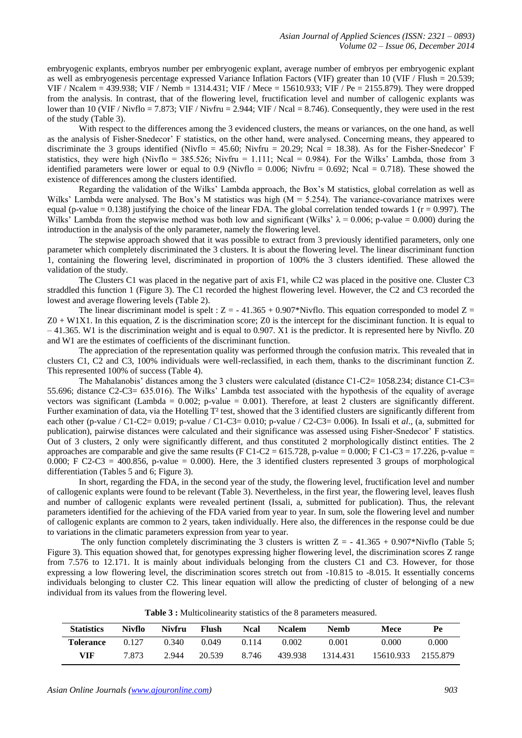embryogenic explants, embryos number per embryogenic explant, average number of embryos per embryogenic explant as well as embryogenesis percentage expressed Variance Inflation Factors (VIF) greater than 10 (VIF / Flush = 20.539; VIF / Ncalem = 439.938; VIF / Nemb = 1314.431; VIF / Mece = 15610.933; VIF / Pe = 2155.879). They were dropped from the analysis. In contrast, that of the flowering level, fructification level and number of callogenic explants was lower than 10 (VIF / Nivflo = 7.873; VIF / Nivfru = 2.944; VIF / Ncal = 8.746). Consequently, they were used in the rest of the study (Table 3).

With respect to the differences among the 3 evidenced clusters, the means or variances, on the one hand, as well as the analysis of Fisher-Snedecor' F statistics, on the other hand, were analysed. Concerning means, they appeared to discriminate the 3 groups identified (Nivflo = 45.60; Nivfru = 20.29; Ncal = 18.38). As for the Fisher-Snedecor' F statistics, they were high (Nivflo = 385.526; Nivfru = 1.111; Ncal = 0.984). For the Wilks' Lambda, those from 3 identified parameters were lower or equal to 0.9 (Nivflo = 0.006; Nivfru = 0.692; Ncal = 0.718). These showed the existence of differences among the clusters identified.

Regarding the validation of the Wilks' Lambda approach, the Box's M statistics, global correlation as well as Wilks' Lambda were analysed. The Box's M statistics was high (M = 5.254). The variance-covariance matrixes were equal (p-value = 0.138) justifying the choice of the linear FDA. The global correlation tended towards 1 (r = 0.997). The Wilks' Lambda from the stepwise method was both low and significant (Wilks' $\lambda$ = 0.006; p-value = 0.000) during the introduction in the analysis of the only parameter, namely the flowering level.

The stepwise approach showed that it was possible to extract from 3 previously identified parameters, only one parameter which completely discriminated the 3 clusters. It is about the flowering level. The linear discriminant function 1, containing the flowering level, discriminated in proportion of 100% the 3 clusters identified. These allowed the validation of the study.

The Clusters C1 was placed in the negative part of axis F1, while C2 was placed in the positive one. Cluster C3 straddled this function 1 (Figure 3). The C1 recorded the highest flowering level. However, the C2 and C3 recorded the lowest and average flowering levels (Table 2).

The linear discriminant model is spelt : $Z = -41.365 + 0.907*Nivflo$. This equation corresponded to model $Z = Z_0 + W_1X_1$. In this equation, Z is the discrimination score; $Z_0$ is the intercept for the disciminant function. It is equal to – 41.365. W1 is the discrimination weight and is equal to 0.907. X1 is the predictor. It is represented here by Nivflo. Z0 and W1 are the estimates of coefficients of the discriminant function.

The appreciation of the representation quality was performed through the confusion matrix. This revealed that in clusters C1, C2 and C3, 100% individuals were well-reclassified, in each them, thanks to the discriminant function Z. This represented 100% of success (Table 4).

The Mahalanobis' distances among the 3 clusters were calculated (distance C1-C2= 1058.234; distance C1-C3= 55.696; distance C2-C3= 635.016). The Wilks' Lambda test associated with the hypothesis of the equality of average vectors was significant (Lambda = 0.002; p-value = 0.001). Therefore, at least 2 clusters are significantly different. Further examination of data, via the Hotelling $T^2$ test, showed that the 3 identified clusters are significantly different from each other (p-value / C1-C2= 0.019; p-value / C1-C3= 0.010; p-value / C2-C3= 0.006). In Issali et *al*., (a, submitted for publication), pairwise distances were calculated and their significance was assessed using Fisher-Snedecor' F statistics. Out of 3 clusters, 2 only were significantly different, and thus constituted 2 morphologically distinct entities. The 2 approaches are comparable and give the same results (F C1-C2 = 615.728, p-value = 0.000; F C1-C3 = 17.226, p-value = 0.000; F C2-C3 = 400.856, p-value = 0.000). Here, the 3 identified clusters represented 3 groups of morphological differentiation (Tables 5 and 6; Figure 3).

In short, regarding the FDA, in the second year of the study, the flowering level, fructification level and number of callogenic explants were found to be relevant (Table 3). Nevertheless, in the first year, the flowering level, leaves flush and number of callogenic explants were revealed pertinent (Issali, a, submitted for publication). Thus, the relevant parameters identified for the achieving of the FDA varied from year to year. In sum, sole the flowering level and number of callogenic explants are common to 2 years, taken individually. Here also, the differences in the response could be due to variations in the climatic parameters expression from year to year.

The only function completely discriminating the 3 clusters is written $Z = -41.365 + 0.907*Nivflo$ (Table 5; Figure 3). This equation showed that, for genotypes expressing higher flowering level, the discrimination scores Z range from 7.576 to 12.171. It is mainly about individuals belonging from the clusters C1 and C3. However, for those expressing a low flowering level, the discrimination scores stretch out from -10.815 to -8.015. It essentially concerns individuals belonging to cluster C2. This linear equation will allow the predicting of cluster of belonging of a new individual from its values from the flowering level.

**Table 3 :** Multicolinearity statistics of the 8 parameters measured.

| Statistics | Nivflo | Nivfru | Flush | Ncal | Ncalem | Nemb | Mece | Pe |
|---|---|---|---|---|---|---|---|---|
| **Tolerance** | 0.127 | 0.340 | 0.049 | 0.114 | 0.002 | 0.001 | 0.000 | 0.000 |
| **VIF** | 7.873 | 2.944 | 20.539 | 8.746 | 439.938 | 1314.431 | 15610.933 | 2155.879 |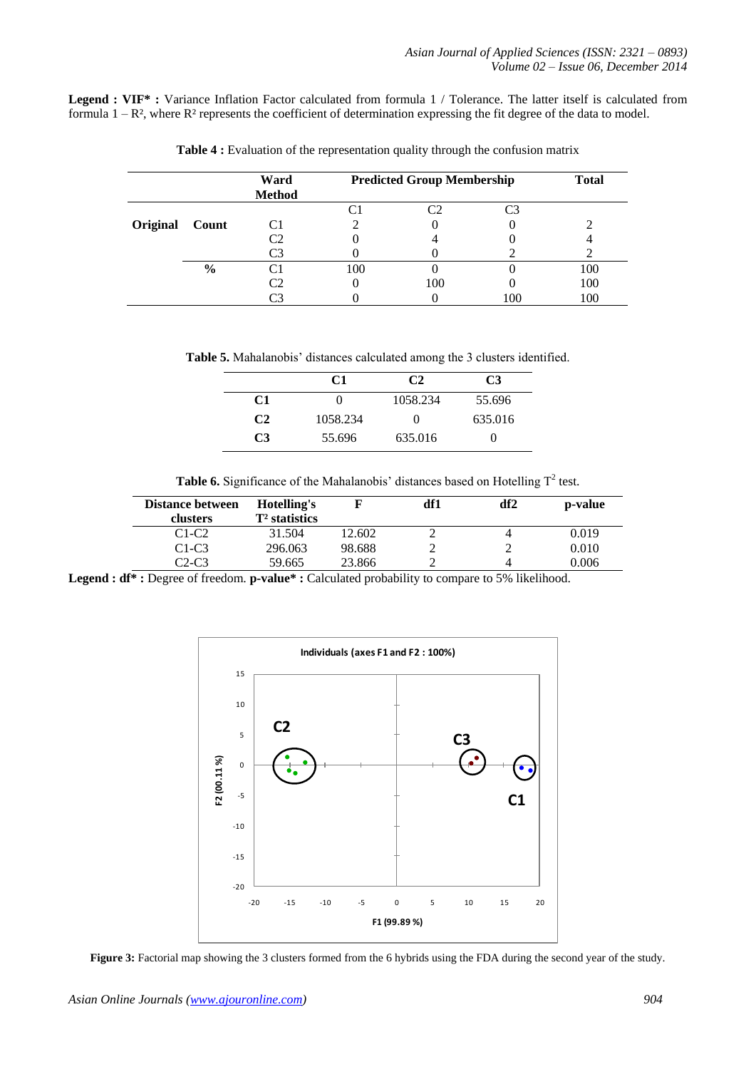**Legend : VIF\* :** Variance Inflation Factor calculated from formula 1 / Tolerance. The latter itself is calculated from formula $1 – R^2$, where $R^2$ represents the coefficient of determination expressing the fit degree of the data to model.

**Table 4 :** Evaluation of the representation quality through the confusion matrix

| | | Ward Method | Predicted Group Membership | | | Total |
|---|---|---|---|---|---|---|
| | | | C1 | C2 | C3 | |
| **Original** | **Count** | C1 | 2 | 0 | 0 | 2 |
| | | C2 | 0 | 4 | 0 | 4 |
| | | C3 | 0 | 0 | 2 | 2 |
| | **%** | C1 | 100 | 0 | 0 | 100 |
| | | C2 | 0 | 100 | 0 | 100 |
| | | C3 | 0 | 0 | 100 | 100 |

**Table 5.** Mahalanobis' distances calculated among the 3 clusters identified.

| | C1 | C2 | C3 |
|---|---|---|---|
| **C1** | 0 | 1058.234 | 55.696 |
| **C2** | 1058.234 | 0 | 635.016 |
| **C3** | 55.696 | 635.016 | 0 |

**Table 6.** Significance of the Mahalanobis' distances based on Hotelling $T^2$ test.

| Distance between clusters | Hotelling's $T^2$ statistics | F | df1 | df2 | p-value |
|---|---|---|---|---|---|
| C1-C2 | 31.504 | 12.602 | 2 | 4 | 0.019 |
| C1-C3 | 296.063 | 98.688 | 2 | 2 | 0.010 |
| C2-C3 | 59.665 | 23.866 | 2 | 4 | 0.006 |

**Legend : df\* :** Degree of freedom. **p-value\* :** Calculated probability to compare to 5% likelihood.

Individuals (axes F1 and F2 : 100%)

C2

C3

C1

F2 (00.11 %)

F1 (99.89 %)

15
10
5
0
-5
-10
-15
-20

-20 -15 -10 -5 0 5 10 15 20

**Figure 3:** Factorial map showing the 3 clusters formed from the 6 hybrids using the FDA during the second year of the study.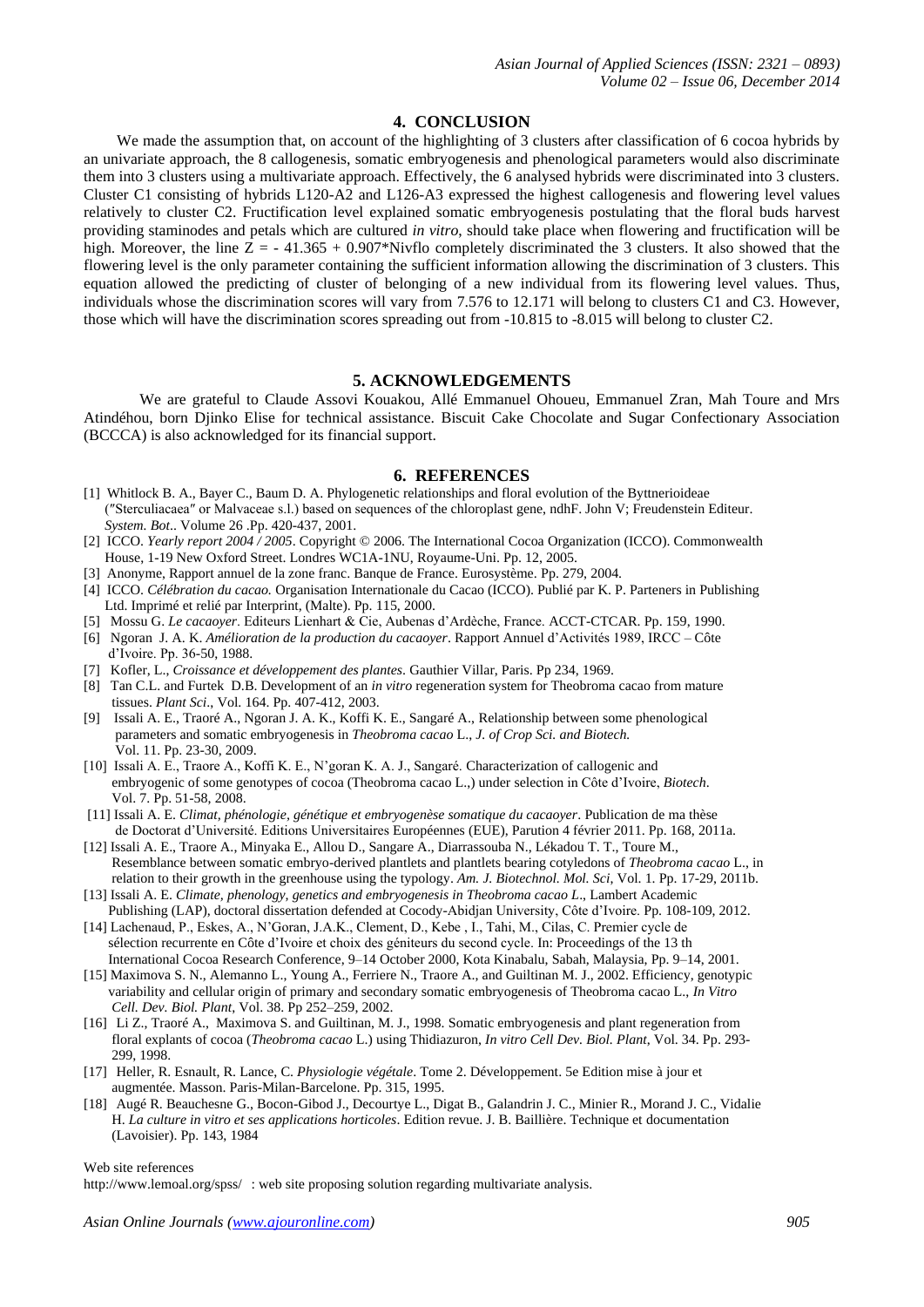## 4. CONCLUSION

We made the assumption that, on account of the highlighting of 3 clusters after classification of 6 cocoa hybrids by an univariate approach, the 8 callogenesis, somatic embryogenesis and phenological parameters would also discriminate them into 3 clusters using a multivariate approach. Effectively, the 6 analysed hybrids were discriminated into 3 clusters. Cluster C1 consisting of hybrids L120-A2 and L126-A3 expressed the highest callogenesis and flowering level values relatively to cluster C2. Fructification level explained somatic embryogenesis postulating that the floral buds harvest providing staminodes and petals which are cultured *in vitro*, should take place when flowering and fructification will be high. Moreover, the line $Z = -41.365 + 0.907*Nivflo$ completely discriminated the 3 clusters. It also showed that the flowering level is the only parameter containing the sufficient information allowing the discrimination of 3 clusters. This equation allowed the predicting of cluster of belonging of a new individual from its flowering level values. Thus, individuals whose the discrimination scores will vary from 7.576 to 12.171 will belong to clusters C1 and C3. However, those which will have the discrimination scores spreading out from -10.815 to -8.015 will belong to cluster C2.

## 5. ACKNOWLEDGEMENTS

We are grateful to Claude Assovi Kouakou, Allé Emmanuel Ohoueu, Emmanuel Zran, Mah Toure and Mrs Atindéhou, born Djinko Elise for technical assistance. Biscuit Cake Chocolate and Sugar Confectionary Association (BCCCA) is also acknowledged for its financial support.

## 6. REFERENCES

[1] Whitlock B. A., Bayer C., Baum D. A. Phylogenetic relationships and floral evolution of the Byttnerioideae (″Sterculiacaea″ or Malvaceae s.l.) based on sequences of the chloroplast gene, ndhF. John V; Freudenstein Editeur. *System. Bot*.. Volume 26 .Pp. 420-437, 2001.

[2] ICCO. *Yearly report 2004 / 2005*. Copyright © 2006. The International Cocoa Organization (ICCO). Commonwealth House, 1-19 New Oxford Street. Londres WC1A-1NU, Royaume-Uni. Pp. 12, 2005.

[3] Anonyme, Rapport annuel de la zone franc. Banque de France. Eurosystème. Pp. 279, 2004.

[4] ICCO. *Célébration du cacao.* Organisation Internationale du Cacao (ICCO). Publié par K. P. Parteners in Publishing Ltd. Imprimé et relié par Interprint, (Malte). Pp. 115, 2000.

[5] Mossu G. *Le cacaoyer*. Editeurs Lienhart & Cie, Aubenas d'Ardèche, France. ACCT-CTCAR. Pp. 159, 1990.

[6] Ngoran J. A. K. *Amélioration de la production du cacaoyer*. Rapport Annuel d'Activités 1989, IRCC – Côte d'Ivoire. Pp. 36-50, 1988.

[7] Kofler, L., *Croissance et développement des plantes*. Gauthier Villar, Paris. Pp 234, 1969.

[8] Tan C.L. and Furtek D.B. Development of an *in vitro* regeneration system for Theobroma cacao from mature tissues. *Plant Sci*., Vol. 164. Pp. 407-412, 2003.

[9] Issali A. E., Traoré A., Ngoran J. A. K., Koffi K. E., Sangaré A., Relationship between some phenological parameters and somatic embryogenesis in *Theobroma cacao* L., *J. of Crop Sci. and Biotech.* Vol. 11. Pp. 23-30, 2009.

[10] Issali A. E., Traore A., Koffi K. E., N'goran K. A. J., Sangaré. Characterization of callogenic and embryogenic of some genotypes of cocoa (Theobroma cacao L.,) under selection in Côte d'Ivoire, *Biotech*. Vol. 7. Pp. 51-58, 2008.

[11] Issali A. E. *Climat, phénologie, génétique et embryogenèse somatique du cacaoyer*. Publication de ma thèse de Doctorat d'Université. Editions Universitaires Européennes (EUE), Parution 4 février 2011. Pp. 168, 2011a.

[12] Issali A. E., Traore A., Minyaka E., Allou D., Sangare A., Diarrassouba N., Lékadou T. T., Toure M., Resemblance between somatic embryo-derived plantlets and plantlets bearing cotyledons of *Theobroma cacao* L., in relation to their growth in the greenhouse using the typology. *Am. J. Biotechnol. Mol. Sci*, Vol. 1. Pp. 17-29, 2011b.

[13] Issali A. E. *Climate, phenology, genetics and embryogenesis in Theobroma cacao L*., Lambert Academic Publishing (LAP), doctoral dissertation defended at Cocody-Abidjan University, Côte d'Ivoire. Pp. 108-109, 2012.

[14] Lachenaud, P., Eskes, A., N'Goran, J.A.K., Clement, D., Kebe , I., Tahi, M., Cilas, C. Premier cycle de sélection recurrente en Côte d'Ivoire et choix des géniteurs du second cycle. In: Proceedings of the 13 th International Cocoa Research Conference, 9–14 October 2000, Kota Kinabalu, Sabah, Malaysia, Pp. 9–14, 2001.

[15] Maximova S. N., Alemanno L., Young A., Ferriere N., Traore A., and Guiltinan M. J., 2002. Efficiency, genotypic variability and cellular origin of primary and secondary somatic embryogenesis of Theobroma cacao L., *In Vitro Cell. Dev. Biol. Plant*, Vol. 38. Pp 252–259, 2002.

[16] Li Z., Traoré A., Maximova S. and Guiltinan, M. J., 1998. Somatic embryogenesis and plant regeneration from floral explants of cocoa (*Theobroma cacao* L.) using Thidiazuron, *In vitro Cell Dev. Biol. Plant*, Vol. 34. Pp. 293-299, 1998.

[17] Heller, R. Esnault, R. Lance, C. *Physiologie végétale*. Tome 2. Développement. 5e Edition mise à jour et augmentée. Masson. Paris-Milan-Barcelone. Pp. 315, 1995.

[18] Augé R. Beauchesne G., Bocon-Gibod J., Decourtye L., Digat B., Galandrin J. C., Minier R., Morand J. C., Vidalie H. *La culture in vitro et ses applications horticoles*. Edition revue. J. B. Baillière. Technique et documentation (Lavoisier). Pp. 143, 1984

Web site references

http://www.lemoal.org/spss/ : web site proposing solution regarding multivariate analysis.